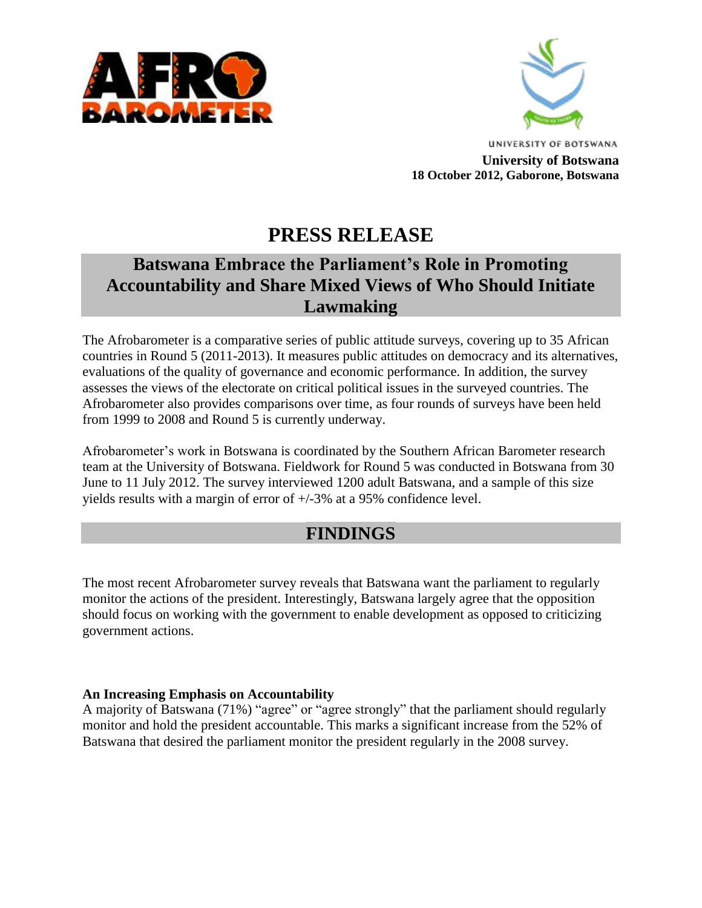UNIVERSITY OF BOTSWANA

**University of Botswana**
**18 October 2012, Gaborone, Botswana**

# PRESS RELEASE

## Batswana Embrace the Parliament's Role in Promoting Accountability and Share Mixed Views of Who Should Initiate Lawmaking

The Afrobarometer is a comparative series of public attitude surveys, covering up to 35 African countries in Round 5 (2011-2013). It measures public attitudes on democracy and its alternatives, evaluations of the quality of governance and economic performance. In addition, the survey assesses the views of the electorate on critical political issues in the surveyed countries. The Afrobarometer also provides comparisons over time, as four rounds of surveys have been held from 1999 to 2008 and Round 5 is currently underway.

Afrobarometer's work in Botswana is coordinated by the Southern African Barometer research team at the University of Botswana. Fieldwork for Round 5 was conducted in Botswana from 30 June to 11 July 2012. The survey interviewed 1200 adult Batswana, and a sample of this size yields results with a margin of error of +/-3% at a 95% confidence level.

## FINDINGS

The most recent Afrobarometer survey reveals that Batswana want the parliament to regularly monitor the actions of the president. Interestingly, Batswana largely agree that the opposition should focus on working with the government to enable development as opposed to criticizing government actions.

**An Increasing Emphasis on Accountability**
A majority of Batswana (71%) "agree" or "agree strongly" that the parliament should regularly monitor and hold the president accountable. This marks a significant increase from the 52% of Batswana that desired the parliament monitor the president regularly in the 2008 survey.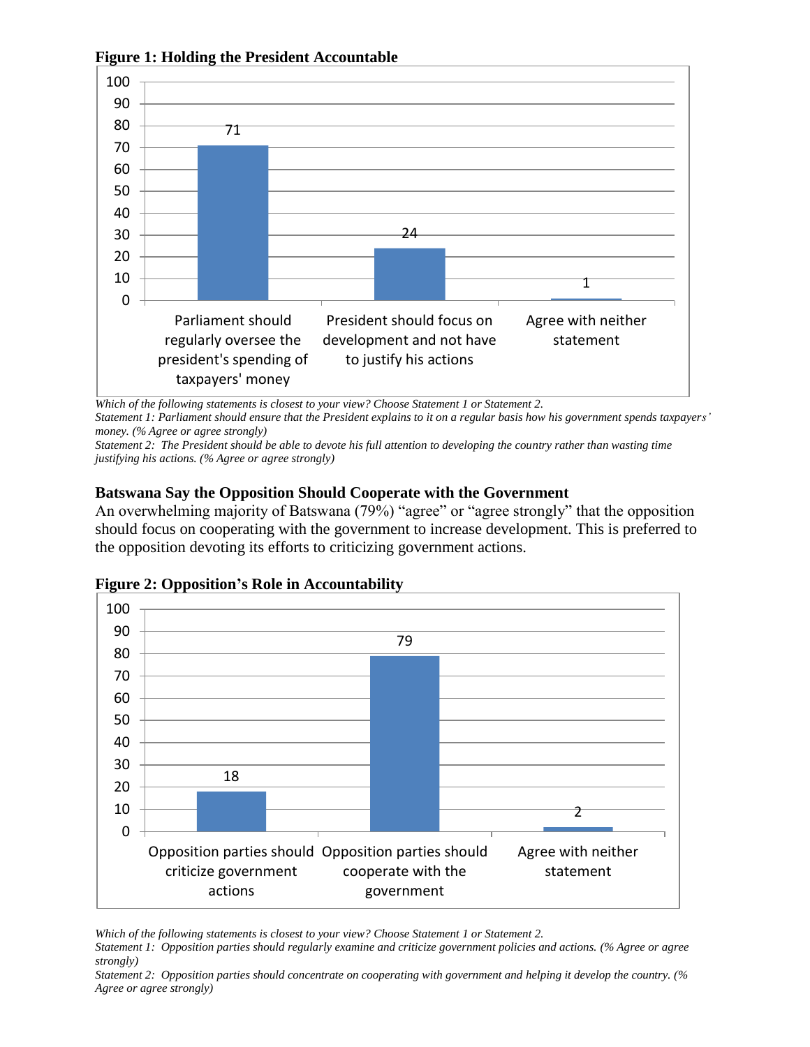**Figure 1: Holding the President Accountable**

| | % |
|---|---|
| Parliament should regularly oversee the president's spending of taxpayers' money | 71 |
| President should focus on development and not have to justify his actions | 24 |
| Agree with neither statement | 1 |

*Which of the following statements is closest to your view? Choose Statement 1 or Statement 2.*
*Statement 1: Parliament should ensure that the President explains to it on a regular basis how his government spends taxpayers' money. (% Agree or agree strongly)*
*Statement 2: The President should be able to devote his full attention to developing the country rather than wasting time justifying his actions. (% Agree or agree strongly)*

### Batswana Say the Opposition Should Cooperate with the Government

An overwhelming majority of Batswana (79%) "agree" or "agree strongly" that the opposition should focus on cooperating with the government to increase development. This is preferred to the opposition devoting its efforts to criticizing government actions.

**Figure 2: Opposition's Role in Accountability**

| | % |
|---|---|
| Opposition parties should criticize government actions | 18 |
| Opposition parties should cooperate with the government | 79 |
| Agree with neither statement | 2 |

*Which of the following statements is closest to your view? Choose Statement 1 or Statement 2.*
*Statement 1: Opposition parties should regularly examine and criticize government policies and actions. (% Agree or agree strongly)*
*Statement 2: Opposition parties should concentrate on cooperating with government and helping it develop the country. (% Agree or agree strongly)*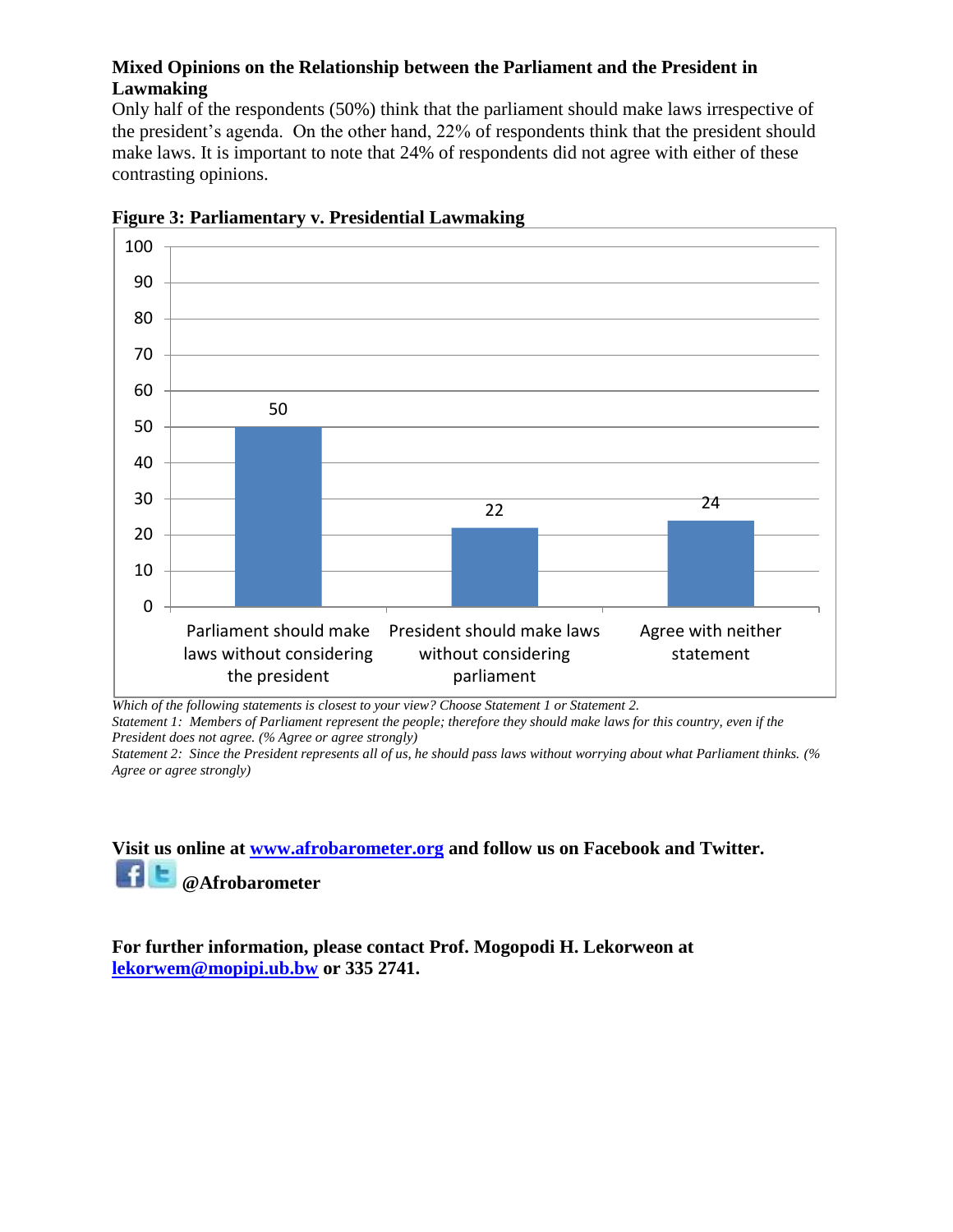**Mixed Opinions on the Relationship between the Parliament and the President in Lawmaking**

Only half of the respondents (50%) think that the parliament should make laws irrespective of the president's agenda. On the other hand, 22% of respondents think that the president should make laws. It is important to note that 24% of respondents did not agree with either of these contrasting opinions.

**Figure 3: Parliamentary v. Presidential Lawmaking**

100
90
80
70
60
50
40
30
20
10
0

50
22
24

Parliament should make laws without considering the president
President should make laws without considering parliament
Agree with neither statement

*Which of the following statements is closest to your view? Choose Statement 1 or Statement 2.*
*Statement 1: Members of Parliament represent the people; therefore they should make laws for this country, even if the President does not agree. (% Agree or agree strongly)*
*Statement 2: Since the President represents all of us, he should pass laws without worrying about what Parliament thinks. (% Agree or agree strongly)*

**Visit us online at [www.afrobarometer.org](http://www.afrobarometer.org) and follow us on Facebook and Twitter.**

**@Afrobarometer**

**For further information, please contact Prof. Mogopodi H. Lekorweon at [lekorwem@mopipi.ub.bw](mailto:lekorwem@mopipi.ub.bw) or 335 2741.**